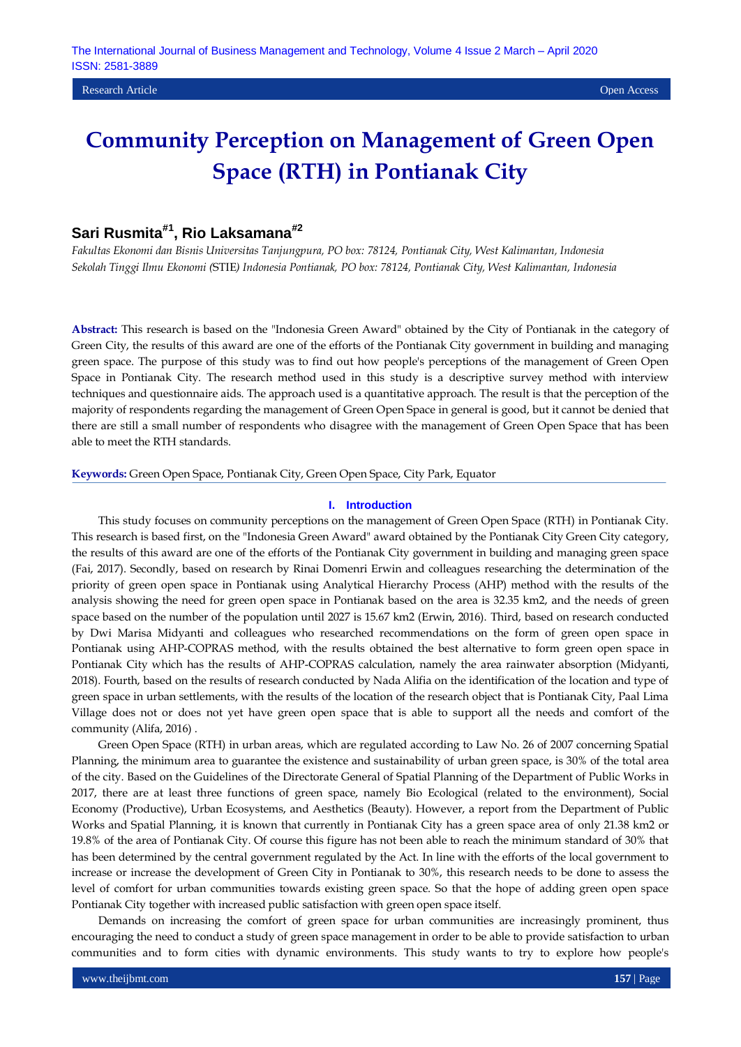Research Article Open Access

# Community Perception on Management of Green Open Space (RTH) in Pontianak City

**Sari Rusmita[#1], Rio Laksamana[#2]**

*Fakultas Ekonomi dan Bisnis Universitas Tanjungpura, PO box: 78124, Pontianak City, West Kalimantan, Indonesia*
*Sekolah Tinggi Ilmu Ekonomi (STIE) Indonesia Pontianak, PO box: 78124, Pontianak City, West Kalimantan, Indonesia*

**Abstract:** This research is based on the "Indonesia Green Award" obtained by the City of Pontianak in the category of Green City, the results of this award are one of the efforts of the Pontianak City government in building and managing green space. The purpose of this study was to find out how people's perceptions of the management of Green Open Space in Pontianak City. The research method used in this study is a descriptive survey method with interview techniques and questionnaire aids. The approach used is a quantitative approach. The result is that the perception of the majority of respondents regarding the management of Green Open Space in general is good, but it cannot be denied that there are still a small number of respondents who disagree with the management of Green Open Space that has been able to meet the RTH standards.

**Keywords:** Green Open Space, Pontianak City, Green Open Space, City Park, Equator

## I. Introduction

This study focuses on community perceptions on the management of Green Open Space (RTH) in Pontianak City. This research is based first, on the "Indonesia Green Award" award obtained by the Pontianak City Green City category, the results of this award are one of the efforts of the Pontianak City government in building and managing green space (Fai, 2017). Secondly, based on research by Rinai Domenri Erwin and colleagues researching the determination of the priority of green open space in Pontianak using Analytical Hierarchy Process (AHP) method with the results of the analysis showing the need for green open space in Pontianak based on the area is 32.35 km2, and the needs of green space based on the number of the population until 2027 is 15.67 km2 (Erwin, 2016). Third, based on research conducted by Dwi Marisa Midyanti and colleagues who researched recommendations on the form of green open space in Pontianak using AHP-COPRAS method, with the results obtained the best alternative to form green open space in Pontianak City which has the results of AHP-COPRAS calculation, namely the area rainwater absorption (Midyanti, 2018). Fourth, based on the results of research conducted by Nada Alifia on the identification of the location and type of green space in urban settlements, with the results of the location of the research object that is Pontianak City, Paal Lima Village does not or does not yet have green open space that is able to support all the needs and comfort of the community (Alifa, 2016) .

Green Open Space (RTH) in urban areas, which are regulated according to Law No. 26 of 2007 concerning Spatial Planning, the minimum area to guarantee the existence and sustainability of urban green space, is 30% of the total area of the city. Based on the Guidelines of the Directorate General of Spatial Planning of the Department of Public Works in 2017, there are at least three functions of green space, namely Bio Ecological (related to the environment), Social Economy (Productive), Urban Ecosystems, and Aesthetics (Beauty). However, a report from the Department of Public Works and Spatial Planning, it is known that currently in Pontianak City has a green space area of only 21.38 km2 or 19.8% of the area of Pontianak City. Of course this figure has not been able to reach the minimum standard of 30% that has been determined by the central government regulated by the Act. In line with the efforts of the local government to increase or increase the development of Green City in Pontianak to 30%, this research needs to be done to assess the level of comfort for urban communities towards existing green space. So that the hope of adding green open space Pontianak City together with increased public satisfaction with green open space itself.

Demands on increasing the comfort of green space for urban communities are increasingly prominent, thus encouraging the need to conduct a study of green space management in order to be able to provide satisfaction to urban communities and to form cities with dynamic environments. This study wants to try to explore how people's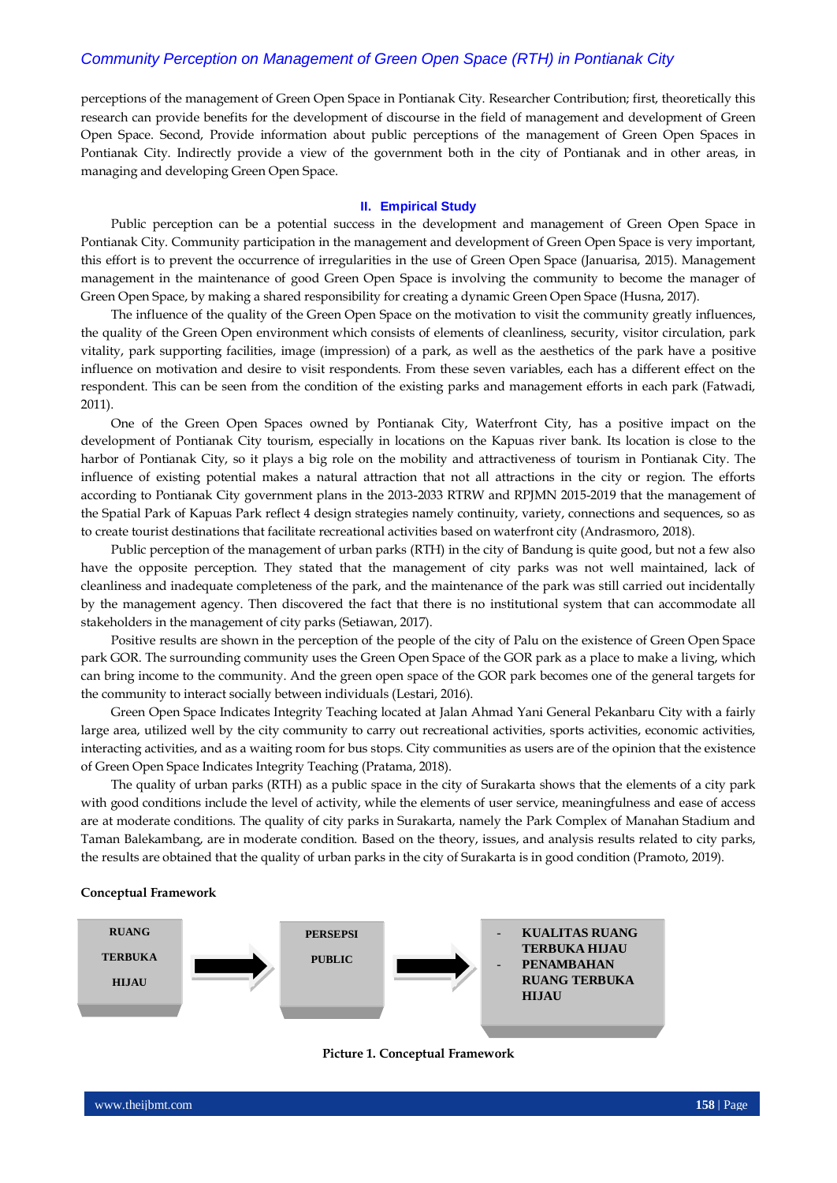perceptions of the management of Green Open Space in Pontianak City. Researcher Contribution; first, theoretically this research can provide benefits for the development of discourse in the field of management and development of Green Open Space. Second, Provide information about public perceptions of the management of Green Open Spaces in Pontianak City. Indirectly provide a view of the government both in the city of Pontianak and in other areas, in managing and developing Green Open Space.

## II. Empirical Study

Public perception can be a potential success in the development and management of Green Open Space in Pontianak City. Community participation in the management and development of Green Open Space is very important, this effort is to prevent the occurrence of irregularities in the use of Green Open Space (Januarisa, 2015). Management management in the maintenance of good Green Open Space is involving the community to become the manager of Green Open Space, by making a shared responsibility for creating a dynamic Green Open Space (Husna, 2017).

The influence of the quality of the Green Open Space on the motivation to visit the community greatly influences, the quality of the Green Open environment which consists of elements of cleanliness, security, visitor circulation, park vitality, park supporting facilities, image (impression) of a park, as well as the aesthetics of the park have a positive influence on motivation and desire to visit respondents. From these seven variables, each has a different effect on the respondent. This can be seen from the condition of the existing parks and management efforts in each park (Fatwadi, 2011).

One of the Green Open Spaces owned by Pontianak City, Waterfront City, has a positive impact on the development of Pontianak City tourism, especially in locations on the Kapuas river bank. Its location is close to the harbor of Pontianak City, so it plays a big role on the mobility and attractiveness of tourism in Pontianak City. The influence of existing potential makes a natural attraction that not all attractions in the city or region. The efforts according to Pontianak City government plans in the 2013-2033 RTRW and RPJMN 2015-2019 that the management of the Spatial Park of Kapuas Park reflect 4 design strategies namely continuity, variety, connections and sequences, so as to create tourist destinations that facilitate recreational activities based on waterfront city (Andrasmoro, 2018).

Public perception of the management of urban parks (RTH) in the city of Bandung is quite good, but not a few also have the opposite perception. They stated that the management of city parks was not well maintained, lack of cleanliness and inadequate completeness of the park, and the maintenance of the park was still carried out incidentally by the management agency. Then discovered the fact that there is no institutional system that can accommodate all stakeholders in the management of city parks (Setiawan, 2017).

Positive results are shown in the perception of the people of the city of Palu on the existence of Green Open Space park GOR. The surrounding community uses the Green Open Space of the GOR park as a place to make a living, which can bring income to the community. And the green open space of the GOR park becomes one of the general targets for the community to interact socially between individuals (Lestari, 2016).

Green Open Space Indicates Integrity Teaching located at Jalan Ahmad Yani General Pekanbaru City with a fairly large area, utilized well by the city community to carry out recreational activities, sports activities, economic activities, interacting activities, and as a waiting room for bus stops. City communities as users are of the opinion that the existence of Green Open Space Indicates Integrity Teaching (Pratama, 2018).

The quality of urban parks (RTH) as a public space in the city of Surakarta shows that the elements of a city park with good conditions include the level of activity, while the elements of user service, meaningfulness and ease of access are at moderate conditions. The quality of city parks in Surakarta, namely the Park Complex of Manahan Stadium and Taman Balekambang, are in moderate condition. Based on the theory, issues, and analysis results related to city parks, the results are obtained that the quality of urban parks in the city of Surakarta is in good condition (Pramoto, 2019).

**Conceptual Framework**

RUANG TERBUKA HIJAU → PERSEPSI PUBLIC → 
- KUALITAS RUANG TERBUKA HIJAU
- PENAMBAHAN RUANG TERBUKA HIJAU

**Picture 1. Conceptual Framework**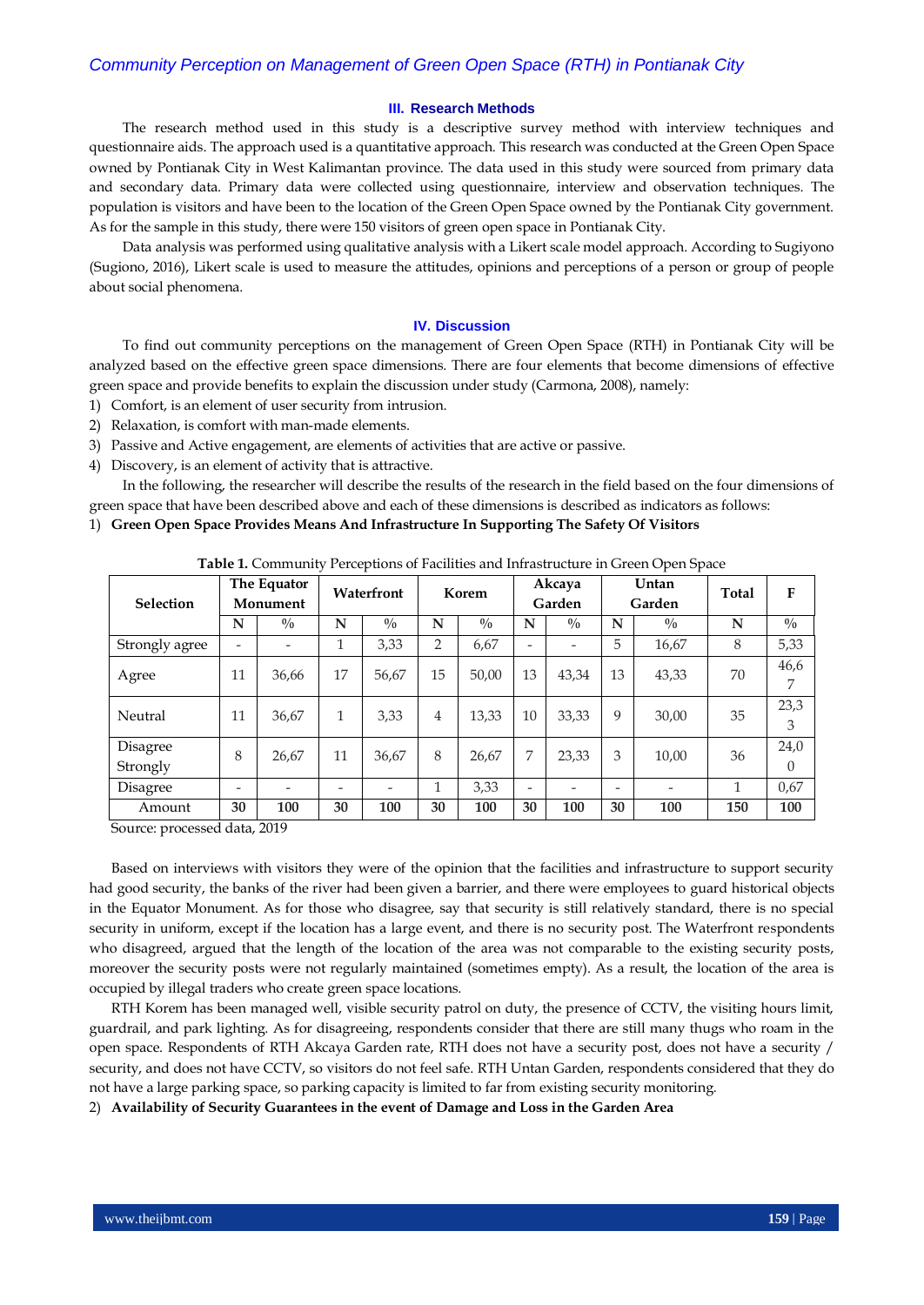### III. Research Methods

The research method used in this study is a descriptive survey method with interview techniques and questionnaire aids. The approach used is a quantitative approach. This research was conducted at the Green Open Space owned by Pontianak City in West Kalimantan province. The data used in this study were sourced from primary data and secondary data. Primary data were collected using questionnaire, interview and observation techniques. The population is visitors and have been to the location of the Green Open Space owned by the Pontianak City government. As for the sample in this study, there were 150 visitors of green open space in Pontianak City.

Data analysis was performed using qualitative analysis with a Likert scale model approach. According to Sugiyono (Sugiono, 2016), Likert scale is used to measure the attitudes, opinions and perceptions of a person or group of people about social phenomena.

### IV. Discussion

To find out community perceptions on the management of Green Open Space (RTH) in Pontianak City will be analyzed based on the effective green space dimensions. There are four elements that become dimensions of effective green space and provide benefits to explain the discussion under study (Carmona, 2008), namely:

1) Comfort, is an element of user security from intrusion.
2) Relaxation, is comfort with man-made elements.
3) Passive and Active engagement, are elements of activities that are active or passive.
4) Discovery, is an element of activity that is attractive.

In the following, the researcher will describe the results of the research in the field based on the four dimensions of green space that have been described above and each of these dimensions is described as indicators as follows:

1) **Green Open Space Provides Means And Infrastructure In Supporting The Safety Of Visitors**

**Table 1.** Community Perceptions of Facilities and Infrastructure in Green Open Space

| Selection | The Equator Monument | | Waterfront | | Korem | | Akcaya Garden | | Untan Garden | | Total | F |
|---|---|---|---|---|---|---|---|---|---|---|---|---|
| | N | % | N | % | N | % | N | % | N | % | N | % |
| Strongly agree | - | - | 1 | 3,33 | 2 | 6,67 | - | - | 5 | 16,67 | 8 | 5,33 |
| Agree | 11 | 36,66 | 17 | 56,67 | 15 | 50,00 | 13 | 43,34 | 13 | 43,33 | 70 | 46,67 |
| Neutral | 11 | 36,67 | 1 | 3,33 | 4 | 13,33 | 10 | 33,33 | 9 | 30,00 | 35 | 23,33 |
| Disagree | 8 | 26,67 | 11 | 36,67 | 8 | 26,67 | 7 | 23,33 | 3 | 10,00 | 36 | 24,00 |
| Strongly Disagree | - | - | - | - | 1 | 3,33 | - | - | - | - | 1 | 0,67 |
| Amount | 30 | 100 | 30 | 100 | 30 | 100 | 30 | 100 | 30 | 100 | 150 | 100 |

Source: processed data, 2019

Based on interviews with visitors they were of the opinion that the facilities and infrastructure to support security had good security, the banks of the river had been given a barrier, and there were employees to guard historical objects in the Equator Monument. As for those who disagree, say that security is still relatively standard, there is no special security in uniform, except if the location has a large event, and there is no security post. The Waterfront respondents who disagreed, argued that the length of the location of the area was not comparable to the existing security posts, moreover the security posts were not regularly maintained (sometimes empty). As a result, the location of the area is occupied by illegal traders who create green space locations.

RTH Korem has been managed well, visible security patrol on duty, the presence of CCTV, the visiting hours limit, guardrail, and park lighting. As for disagreeing, respondents consider that there are still many thugs who roam in the open space. Respondents of RTH Akcaya Garden rate, RTH does not have a security post, does not have a security / security, and does not have CCTV, so visitors do not feel safe. RTH Untan Garden, respondents considered that they do not have a large parking space, so parking capacity is limited to far from existing security monitoring.

2) **Availability of Security Guarantees in the event of Damage and Loss in the Garden Area**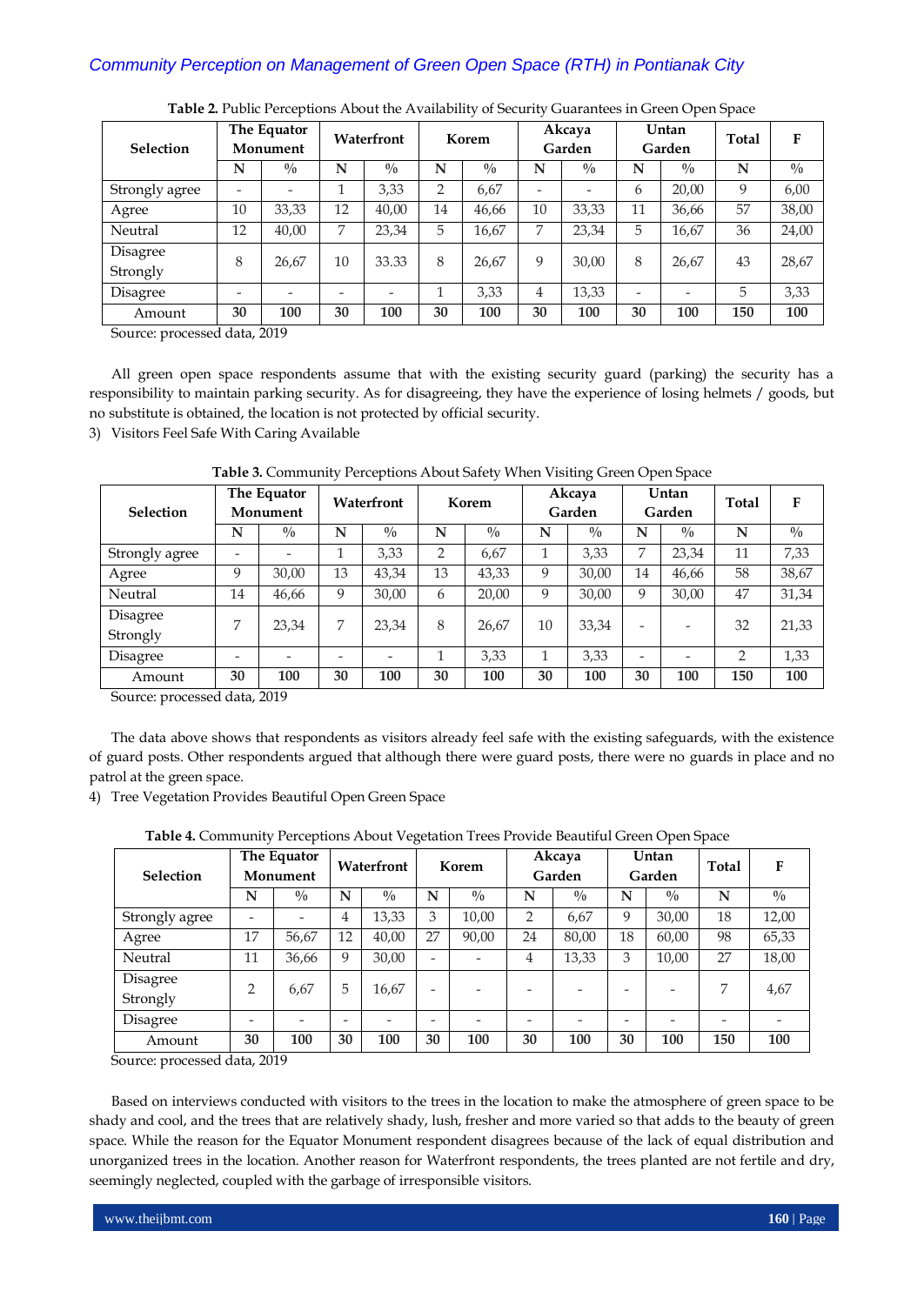**Table 2.** Public Perceptions About the Availability of Security Guarantees in Green Open Space

| Selection | The Equator Monument | | Waterfront | | Korem | | Akcaya Garden | | Untan Garden | | Total | F |
|---|---|---|---|---|---|---|---|---|---|---|---|---|
| | N | % | N | % | N | % | N | % | N | % | N | % |
| Strongly agree | - | - | 1 | 3,33 | 2 | 6,67 | - | - | 6 | 20,00 | 9 | 6,00 |
| Agree | 10 | 33,33 | 12 | 40,00 | 14 | 46,66 | 10 | 33,33 | 11 | 36,66 | 57 | 38,00 |
| Neutral | 12 | 40,00 | 7 | 23,34 | 5 | 16,67 | 7 | 23,34 | 5 | 16,67 | 36 | 24,00 |
| Disagree | 8 | 26,67 | 10 | 33.33 | 8 | 26,67 | 9 | 30,00 | 8 | 26,67 | 43 | 28,67 |
| Strongly Disagree | - | - | - | - | 1 | 3,33 | 4 | 13,33 | - | - | 5 | 3,33 |
| Amount | **30** | **100** | **30** | **100** | **30** | **100** | **30** | **100** | **30** | **100** | **150** | **100** |

Source: processed data, 2019

All green open space respondents assume that with the existing security guard (parking) the security has a responsibility to maintain parking security. As for disagreeing, they have the experience of losing helmets / goods, but no substitute is obtained, the location is not protected by official security.

3) Visitors Feel Safe With Caring Available

**Table 3.** Community Perceptions About Safety When Visiting Green Open Space

| Selection | The Equator Monument | | Waterfront | | Korem | | Akcaya Garden | | Untan Garden | | Total | F |
|---|---|---|---|---|---|---|---|---|---|---|---|---|
| | N | % | N | % | N | % | N | % | N | % | N | % |
| Strongly agree | - | - | 1 | 3,33 | 2 | 6,67 | 1 | 3,33 | 7 | 23,34 | 11 | 7,33 |
| Agree | 9 | 30,00 | 13 | 43,34 | 13 | 43,33 | 9 | 30,00 | 14 | 46,66 | 58 | 38,67 |
| Neutral | 14 | 46,66 | 9 | 30,00 | 6 | 20,00 | 9 | 30,00 | 9 | 30,00 | 47 | 31,34 |
| Disagree | 7 | 23,34 | 7 | 23,34 | 8 | 26,67 | 10 | 33,34 | - | - | 32 | 21,33 |
| Strongly Disagree | - | - | - | - | 1 | 3,33 | 1 | 3,33 | - | - | 2 | 1,33 |
| Amount | **30** | **100** | **30** | **100** | **30** | **100** | **30** | **100** | **30** | **100** | **150** | **100** |

Source: processed data, 2019

The data above shows that respondents as visitors already feel safe with the existing safeguards, with the existence of guard posts. Other respondents argued that although there were guard posts, there were no guards in place and no patrol at the green space.

4) Tree Vegetation Provides Beautiful Open Green Space

**Table 4.** Community Perceptions About Vegetation Trees Provide Beautiful Green Open Space

| Selection | The Equator Monument | | Waterfront | | Korem | | Akcaya Garden | | Untan Garden | | Total | F |
|---|---|---|---|---|---|---|---|---|---|---|---|---|
| | N | % | N | % | N | % | N | % | N | % | N | % |
| Strongly agree | - | - | 4 | 13,33 | 3 | 10,00 | 2 | 6,67 | 9 | 30,00 | 18 | 12,00 |
| Agree | 17 | 56,67 | 12 | 40,00 | 27 | 90,00 | 24 | 80,00 | 18 | 60,00 | 98 | 65,33 |
| Neutral | 11 | 36,66 | 9 | 30,00 | - | - | 4 | 13,33 | 3 | 10,00 | 27 | 18,00 |
| Disagree | 2 | 6,67 | 5 | 16,67 | - | - | - | - | - | - | 7 | 4,67 |
| Strongly Disagree | - | - | - | - | - | - | - | - | - | - | - | - |
| Amount | **30** | **100** | **30** | **100** | **30** | **100** | **30** | **100** | **30** | **100** | **150** | **100** |

Source: processed data, 2019

Based on interviews conducted with visitors to the trees in the location to make the atmosphere of green space to be shady and cool, and the trees that are relatively shady, lush, fresher and more varied so that adds to the beauty of green space. While the reason for the Equator Monument respondent disagrees because of the lack of equal distribution and unorganized trees in the location. Another reason for Waterfront respondents, the trees planted are not fertile and dry, seemingly neglected, coupled with the garbage of irresponsible visitors.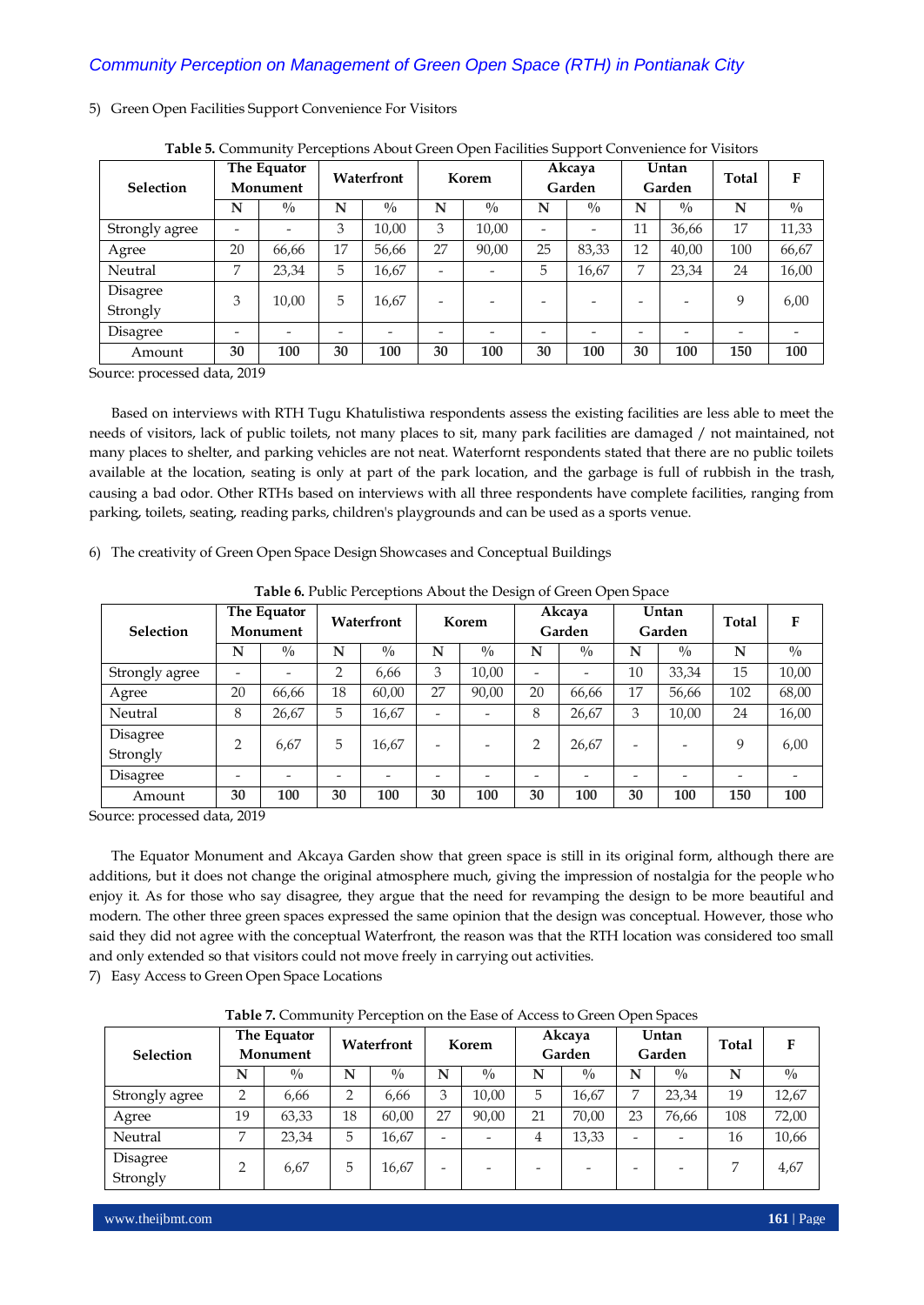5) Green Open Facilities Support Convenience For Visitors

**Table 5.** Community Perceptions About Green Open Facilities Support Convenience for Visitors

| Selection | The Equator Monument | | Waterfront | | Korem | | Akcaya Garden | | Untan Garden | | Total | F |
|---|---|---|---|---|---|---|---|---|---|---|---|---|
| | N | % | N | % | N | % | N | % | N | % | N | % |
| Strongly agree | - | - | 3 | 10,00 | 3 | 10,00 | - | - | 11 | 36,66 | 17 | 11,33 |
| Agree | 20 | 66,66 | 17 | 56,66 | 27 | 90,00 | 25 | 83,33 | 12 | 40,00 | 100 | 66,67 |
| Neutral | 7 | 23,34 | 5 | 16,67 | - | - | 5 | 16,67 | 7 | 23,34 | 24 | 16,00 |
| Disagree | 3 | 10,00 | 5 | 16,67 | - | - | - | - | - | - | 9 | 6,00 |
| Strongly Disagree | - | - | - | - | - | - | - | - | - | - | - | - |
| **Amount** | **30** | **100** | **30** | **100** | **30** | **100** | **30** | **100** | **30** | **100** | **150** | **100** |

Source: processed data, 2019

Based on interviews with RTH Tugu Khatulistiwa respondents assess the existing facilities are less able to meet the needs of visitors, lack of public toilets, not many places to sit, many park facilities are damaged / not maintained, not many places to shelter, and parking vehicles are not neat. Waterfront respondents stated that there are no public toilets available at the location, seating is only at part of the park location, and the garbage is full of rubbish in the trash, causing a bad odor. Other RTHs based on interviews with all three respondents have complete facilities, ranging from parking, toilets, seating, reading parks, children's playgrounds and can be used as a sports venue.

6) The creativity of Green Open Space Design Showcases and Conceptual Buildings

**Table 6.** Public Perceptions About the Design of Green Open Space

| Selection | The Equator Monument | | Waterfront | | Korem | | Akcaya Garden | | Untan Garden | | Total | F |
|---|---|---|---|---|---|---|---|---|---|---|---|---|
| | N | % | N | % | N | % | N | % | N | % | N | % |
| Strongly agree | - | - | 2 | 6,66 | 3 | 10,00 | - | - | 10 | 33,34 | 15 | 10,00 |
| Agree | 20 | 66,66 | 18 | 60,00 | 27 | 90,00 | 20 | 66,66 | 17 | 56,66 | 102 | 68,00 |
| Neutral | 8 | 26,67 | 5 | 16,67 | - | - | 8 | 26,67 | 3 | 10,00 | 24 | 16,00 |
| Disagree | 2 | 6,67 | 5 | 16,67 | - | - | 2 | 26,67 | - | - | 9 | 6,00 |
| Strongly Disagree | - | - | - | - | - | - | - | - | - | - | - | - |
| **Amount** | **30** | **100** | **30** | **100** | **30** | **100** | **30** | **100** | **30** | **100** | **150** | **100** |

Source: processed data, 2019

The Equator Monument and Akcaya Garden show that green space is still in its original form, although there are additions, but it does not change the original atmosphere much, giving the impression of nostalgia for the people who enjoy it. As for those who say disagree, they argue that the need for revamping the design to be more beautiful and modern. The other three green spaces expressed the same opinion that the design was conceptual. However, those who said they did not agree with the conceptual Waterfront, the reason was that the RTH location was considered too small and only extended so that visitors could not move freely in carrying out activities.

7) Easy Access to Green Open Space Locations

**Table 7.** Community Perception on the Ease of Access to Green Open Spaces

| Selection | The Equator Monument | | Waterfront | | Korem | | Akcaya Garden | | Untan Garden | | Total | F |
|---|---|---|---|---|---|---|---|---|---|---|---|---|
| | N | % | N | % | N | % | N | % | N | % | N | % |
| Strongly agree | 2 | 6,66 | 2 | 6,66 | 3 | 10,00 | 5 | 16,67 | 7 | 23,34 | 19 | 12,67 |
| Agree | 19 | 63,33 | 18 | 60,00 | 27 | 90,00 | 21 | 70,00 | 23 | 76,66 | 108 | 72,00 |
| Neutral | 7 | 23,34 | 5 | 16,67 | - | - | 4 | 13,33 | - | - | 16 | 10,66 |
| Disagree Strongly | 2 | 6,67 | 5 | 16,67 | - | - | - | - | - | - | 7 | 4,67 |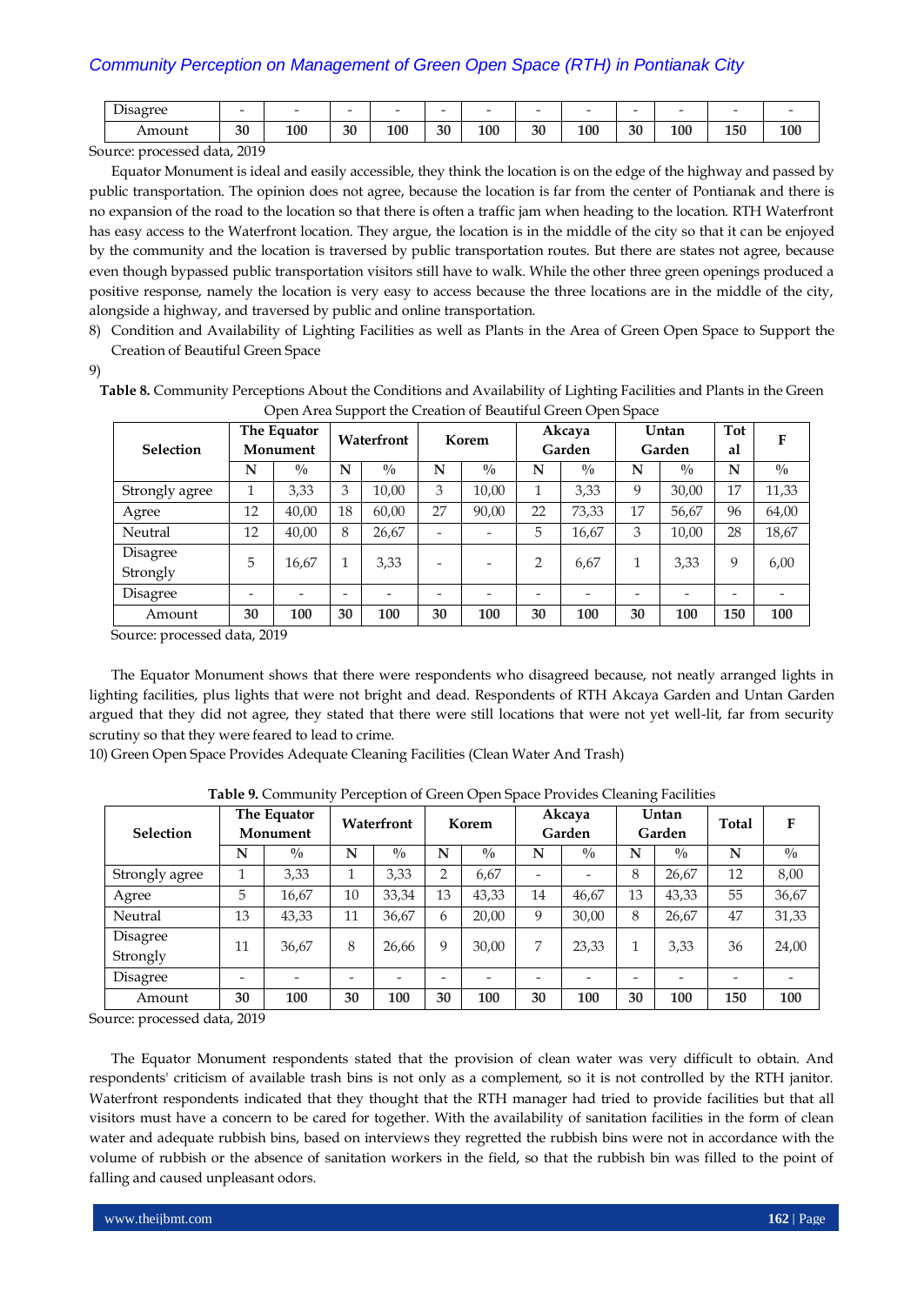| Disagree | - | - | - | - | - | - | - | - | - | - | - | - |
|---|---|---|---|---|---|---|---|---|---|---|---|---|
| Amount | **30** | **100** | **30** | **100** | **30** | **100** | **30** | **100** | **30** | **100** | **150** | **100** |

Source: processed data, 2019

Equator Monument is ideal and easily accessible, they think the location is on the edge of the highway and passed by public transportation. The opinion does not agree, because the location is far from the center of Pontianak and there is no expansion of the road to the location so that there is often a traffic jam when heading to the location. RTH Waterfront has easy access to the Waterfront location. They argue, the location is in the middle of the city so that it can be enjoyed by the community and the location is traversed by public transportation routes. But there are states not agree, because even though bypassed public transportation visitors still have to walk. While the other three green openings produced a positive response, namely the location is very easy to access because the three locations are in the middle of the city, alongside a highway, and traversed by public and online transportation.

8) Condition and Availability of Lighting Facilities as well as Plants in the Area of Green Open Space to Support the Creation of Beautiful Green Space

9)

**Table 8.** Community Perceptions About the Conditions and Availability of Lighting Facilities and Plants in the Green Open Area Support the Creation of Beautiful Green Open Space

| Selection | The Equator Monument | | Waterfront | | Korem | | Akcaya Garden | | Untan Garden | | Total | F |
|---|---|---|---|---|---|---|---|---|---|---|---|---|
| | N | % | N | % | N | % | N | % | N | % | N | % |
| Strongly agree | 1 | 3,33 | 3 | 10,00 | 3 | 10,00 | 1 | 3,33 | 9 | 30,00 | 17 | 11,33 |
| Agree | 12 | 40,00 | 18 | 60,00 | 27 | 90,00 | 22 | 73,33 | 17 | 56,67 | 96 | 64,00 |
| Neutral | 12 | 40,00 | 8 | 26,67 | - | - | 5 | 16,67 | 3 | 10,00 | 28 | 18,67 |
| Disagree | 5 | 16,67 | 1 | 3,33 | - | - | 2 | 6,67 | 1 | 3,33 | 9 | 6,00 |
| Strongly Disagree | - | - | - | - | - | - | - | - | - | - | - | - |
| Amount | **30** | **100** | **30** | **100** | **30** | **100** | **30** | **100** | **30** | **100** | **150** | **100** |

Source: processed data, 2019

The Equator Monument shows that there were respondents who disagreed because, not neatly arranged lights in lighting facilities, plus lights that were not bright and dead. Respondents of RTH Akcaya Garden and Untan Garden argued that they did not agree, they stated that there were still locations that were not yet well-lit, far from security scrutiny so that they were feared to lead to crime.

10) Green Open Space Provides Adequate Cleaning Facilities (Clean Water And Trash)

**Table 9.** Community Perception of Green Open Space Provides Cleaning Facilities

| Selection | The Equator Monument | | Waterfront | | Korem | | Akcaya Garden | | Untan Garden | | Total | F |
|---|---|---|---|---|---|---|---|---|---|---|---|---|
| | N | % | N | % | N | % | N | % | N | % | N | % |
| Strongly agree | 1 | 3,33 | 1 | 3,33 | 2 | 6,67 | - | - | 8 | 26,67 | 12 | 8,00 |
| Agree | 5 | 16,67 | 10 | 33,34 | 13 | 43,33 | 14 | 46,67 | 13 | 43,33 | 55 | 36,67 |
| Neutral | 13 | 43,33 | 11 | 36,67 | 6 | 20,00 | 9 | 30,00 | 8 | 26,67 | 47 | 31,33 |
| Disagree | 11 | 36,67 | 8 | 26,66 | 9 | 30,00 | 7 | 23,33 | 1 | 3,33 | 36 | 24,00 |
| Strongly Disagree | - | - | - | - | - | - | - | - | - | - | - | - |
| Amount | **30** | **100** | **30** | **100** | **30** | **100** | **30** | **100** | **30** | **100** | **150** | **100** |

Source: processed data, 2019

The Equator Monument respondents stated that the provision of clean water was very difficult to obtain. And respondents' criticism of available trash bins is not only as a complement, so it is not controlled by the RTH janitor. Waterfront respondents indicated that they thought that the RTH manager had tried to provide facilities but that all visitors must have a concern to be cared for together. With the availability of sanitation facilities in the form of clean water and adequate rubbish bins, based on interviews they regretted the rubbish bins were not in accordance with the volume of rubbish or the absence of sanitation workers in the field, so that the rubbish bin was filled to the point of falling and caused unpleasant odors.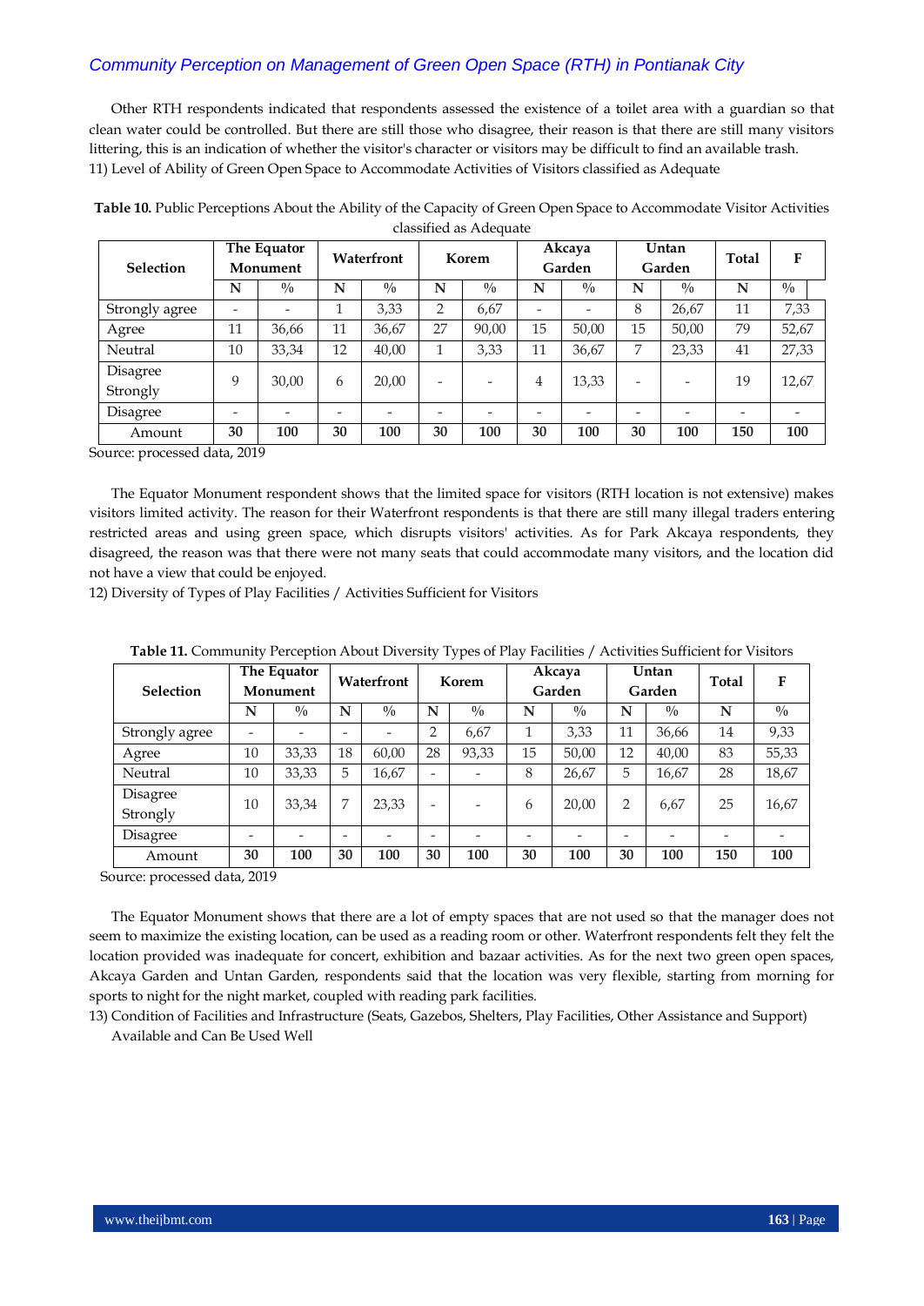Other RTH respondents indicated that respondents assessed the existence of a toilet area with a guardian so that clean water could be controlled. But there are still those who disagree, their reason is that there are still many visitors littering, this is an indication of whether the visitor's character or visitors may be difficult to find an available trash.

11) Level of Ability of Green Open Space to Accommodate Activities of Visitors classified as Adequate

**Table 10.** Public Perceptions About the Ability of the Capacity of Green Open Space to Accommodate Visitor Activities classified as Adequate

| Selection | The Equator Monument | | Waterfront | | Korem | | Akcaya Garden | | Untan Garden | | Total | F |
|---|---|---|---|---|---|---|---|---|---|---|---|---|
| | N | % | N | % | N | % | N | % | N | % | N | % |
| Strongly agree | - | - | 1 | 3,33 | 2 | 6,67 | - | - | 8 | 26,67 | 11 | 7,33 |
| Agree | 11 | 36,66 | 11 | 36,67 | 27 | 90,00 | 15 | 50,00 | 15 | 50,00 | 79 | 52,67 |
| Neutral | 10 | 33,34 | 12 | 40,00 | 1 | 3,33 | 11 | 36,67 | 7 | 23,33 | 41 | 27,33 |
| Disagree | 9 | 30,00 | 6 | 20,00 | - | - | 4 | 13,33 | - | - | 19 | 12,67 |
| Strongly Disagree | - | - | - | - | - | - | - | - | - | - | - | - |
| Amount | **30** | **100** | **30** | **100** | **30** | **100** | **30** | **100** | **30** | **100** | **150** | **100** |

Source: processed data, 2019

The Equator Monument respondent shows that the limited space for visitors (RTH location is not extensive) makes visitors limited activity. The reason for their Waterfront respondents is that there are still many illegal traders entering restricted areas and using green space, which disrupts visitors' activities. As for Park Akcaya respondents, they disagreed, the reason was that there were not many seats that could accommodate many visitors, and the location did not have a view that could be enjoyed.

12) Diversity of Types of Play Facilities / Activities Sufficient for Visitors

**Table 11.** Community Perception About Diversity Types of Play Facilities / Activities Sufficient for Visitors

| Selection | The Equator Monument | | Waterfront | | Korem | | Akcaya Garden | | Untan Garden | | Total | F |
|---|---|---|---|---|---|---|---|---|---|---|---|---|
| | N | % | N | % | N | % | N | % | N | % | N | % |
| Strongly agree | - | - | - | - | 2 | 6,67 | 1 | 3,33 | 11 | 36,66 | 14 | 9,33 |
| Agree | 10 | 33,33 | 18 | 60,00 | 28 | 93,33 | 15 | 50,00 | 12 | 40,00 | 83 | 55,33 |
| Neutral | 10 | 33,33 | 5 | 16,67 | - | - | 8 | 26,67 | 5 | 16,67 | 28 | 18,67 |
| Disagree | 10 | 33,34 | 7 | 23,33 | - | - | 6 | 20,00 | 2 | 6,67 | 25 | 16,67 |
| Strongly Disagree | - | - | - | - | - | - | - | - | - | - | - | - |
| Amount | **30** | **100** | **30** | **100** | **30** | **100** | **30** | **100** | **30** | **100** | **150** | **100** |

Source: processed data, 2019

The Equator Monument shows that there are a lot of empty spaces that are not used so that the manager does not seem to maximize the existing location, can be used as a reading room or other. Waterfront respondents felt they felt the location provided was inadequate for concert, exhibition and bazaar activities. As for the next two green open spaces, Akcaya Garden and Untan Garden, respondents said that the location was very flexible, starting from morning for sports to night for the night market, coupled with reading park facilities.

13) Condition of Facilities and Infrastructure (Seats, Gazebos, Shelters, Play Facilities, Other Assistance and Support) Available and Can Be Used Well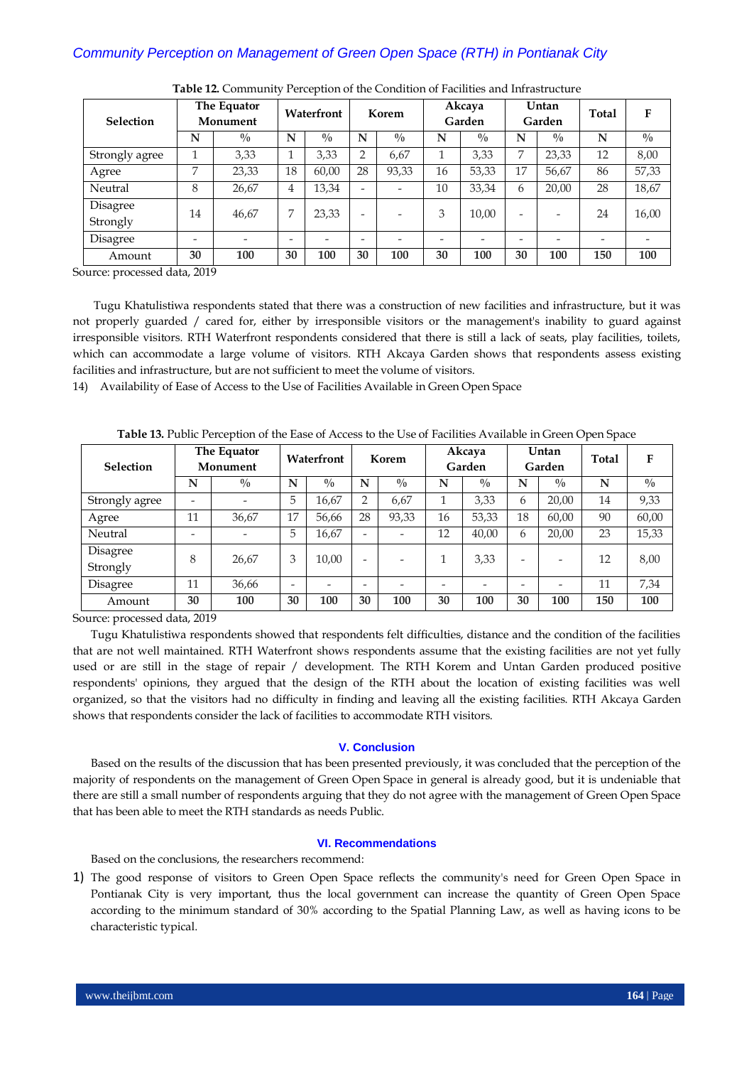**Table 12.** Community Perception of the Condition of Facilities and Infrastructure

| Selection | The Equator Monument | | Waterfront | | Korem | | Akcaya Garden | | Untan Garden | | Total | F |
|---|---|---|---|---|---|---|---|---|---|---|---|---|
| | N | % | N | % | N | % | N | % | N | % | N | % |
| Strongly agree | 1 | 3,33 | 1 | 3,33 | 2 | 6,67 | 1 | 3,33 | 7 | 23,33 | 12 | 8,00 |
| Agree | 7 | 23,33 | 18 | 60,00 | 28 | 93,33 | 16 | 53,33 | 17 | 56,67 | 86 | 57,33 |
| Neutral | 8 | 26,67 | 4 | 13,34 | - | - | 10 | 33,34 | 6 | 20,00 | 28 | 18,67 |
| Disagree | 14 | 46,67 | 7 | 23,33 | - | - | 3 | 10,00 | - | - | 24 | 16,00 |
| Strongly Disagree | - | - | - | - | - | - | - | - | - | - | - | - |
| Amount | **30** | **100** | **30** | **100** | **30** | **100** | **30** | **100** | **30** | **100** | **150** | **100** |

Source: processed data, 2019

Tugu Khatulistiwa respondents stated that there was a construction of new facilities and infrastructure, but it was not properly guarded / cared for, either by irresponsible visitors or the management's inability to guard against irresponsible visitors. RTH Waterfront respondents considered that there is still a lack of seats, play facilities, toilets, which can accommodate a large volume of visitors. RTH Akcaya Garden shows that respondents assess existing facilities and infrastructure, but are not sufficient to meet the volume of visitors.

14) Availability of Ease of Access to the Use of Facilities Available in Green Open Space

**Table 13.** Public Perception of the Ease of Access to the Use of Facilities Available in Green Open Space

| Selection | The Equator Monument | | Waterfront | | Korem | | Akcaya Garden | | Untan Garden | | Total | F |
|---|---|---|---|---|---|---|---|---|---|---|---|---|
| | N | % | N | % | N | % | N | % | N | % | N | % |
| Strongly agree | - | - | 5 | 16,67 | 2 | 6,67 | 1 | 3,33 | 6 | 20,00 | 14 | 9,33 |
| Agree | 11 | 36,67 | 17 | 56,66 | 28 | 93,33 | 16 | 53,33 | 18 | 60,00 | 90 | 60,00 |
| Neutral | - | - | 5 | 16,67 | - | - | 12 | 40,00 | 6 | 20,00 | 23 | 15,33 |
| Disagree | 8 | 26,67 | 3 | 10,00 | - | - | 1 | 3,33 | - | - | 12 | 8,00 |
| Strongly Disagree | 11 | 36,66 | - | - | - | - | - | - | - | - | 11 | 7,34 |
| Amount | **30** | **100** | **30** | **100** | **30** | **100** | **30** | **100** | **30** | **100** | **150** | **100** |

Source: processed data, 2019

Tugu Khatulistiwa respondents showed that respondents felt difficulties, distance and the condition of the facilities that are not well maintained. RTH Waterfront shows respondents assume that the existing facilities are not yet fully used or are still in the stage of repair / development. The RTH Korem and Untan Garden produced positive respondents' opinions, they argued that the design of the RTH about the location of existing facilities was well organized, so that the visitors had no difficulty in finding and leaving all the existing facilities. RTH Akcaya Garden shows that respondents consider the lack of facilities to accommodate RTH visitors.

## V. Conclusion

Based on the results of the discussion that has been presented previously, it was concluded that the perception of the majority of respondents on the management of Green Open Space in general is already good, but it is undeniable that there are still a small number of respondents arguing that they do not agree with the management of Green Open Space that has been able to meet the RTH standards as needs Public.

## VI. Recommendations

Based on the conclusions, the researchers recommend:

1) The good response of visitors to Green Open Space reflects the community's need for Green Open Space in Pontianak City is very important, thus the local government can increase the quantity of Green Open Space according to the minimum standard of 30% according to the Spatial Planning Law, as well as having icons to be characteristic typical.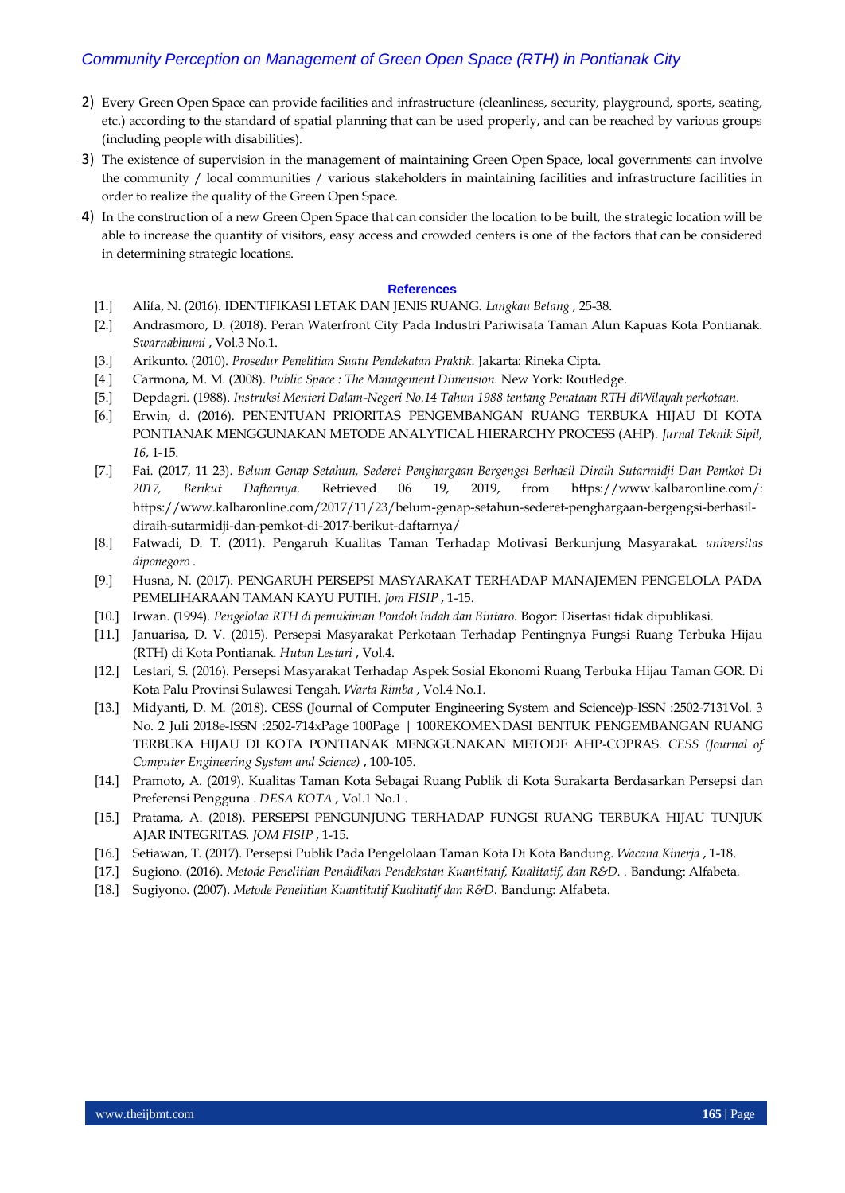2) Every Green Open Space can provide facilities and infrastructure (cleanliness, security, playground, sports, seating, etc.) according to the standard of spatial planning that can be used properly, and can be reached by various groups (including people with disabilities).
3) The existence of supervision in the management of maintaining Green Open Space, local governments can involve the community / local communities / various stakeholders in maintaining facilities and infrastructure facilities in order to realize the quality of the Green Open Space.
4) In the construction of a new Green Open Space that can consider the location to be built, the strategic location will be able to increase the quantity of visitors, easy access and crowded centers is one of the factors that can be considered in determining strategic locations.

## References

[1.] Alifa, N. (2016). IDENTIFIKASI LETAK DAN JENIS RUANG. *Langkau Betang* , 25-38.

[2.] Andrasmoro, D. (2018). Peran Waterfront City Pada Industri Pariwisata Taman Alun Kapuas Kota Pontianak. *Swarnabhumi* , Vol.3 No.1.

[3.] Arikunto. (2010). *Prosedur Penelitian Suatu Pendekatan Praktik.* Jakarta: Rineka Cipta.

[4.] Carmona, M. M. (2008). *Public Space : The Management Dimension.* New York: Routledge.

[5.] Depdagri. (1988). *Instruksi Menteri Dalam-Negeri No.14 Tahun 1988 tentang Penataan RTH diWilayah perkotaan.*

[6.] Erwin, d. (2016). PENENTUAN PRIORITAS PENGEMBANGAN RUANG TERBUKA HIJAU DI KOTA PONTIANAK MENGGUNAKAN METODE ANALYTICAL HIERARCHY PROCESS (AHP). *Jurnal Teknik Sipil, 16*, 1-15.

[7.] Fai. (2017, 11 23). *Belum Genap Setahun, Sederet Penghargaan Bergengsi Berhasil Diraih Sutarmidji Dan Pemkot Di 2017, Berikut Daftarnya.* Retrieved 06 19, 2019, from https://www.kalbaronline.com/: https://www.kalbaronline.com/2017/11/23/belum-genap-setahun-sederet-penghargaan-bergengsi-berhasil-diraih-sutarmidji-dan-pemkot-di-2017-berikut-daftarnya/

[8.] Fatwadi, D. T. (2011). Pengaruh Kualitas Taman Terhadap Motivasi Berkunjung Masyarakat. *universitas diponegoro* .

[9.] Husna, N. (2017). PENGARUH PERSEPSI MASYARAKAT TERHADAP MANAJEMEN PENGELOLA PADA PEMELIHARAAN TAMAN KAYU PUTIH. *Jom FISIP* , 1-15.

[10.] Irwan. (1994). *Pengelolaa RTH di pemukiman Pondoh Indah dan Bintaro.* Bogor: Disertasi tidak dipublikasi.

[11.] Januarisa, D. V. (2015). Persepsi Masyarakat Perkotaan Terhadap Pentingnya Fungsi Ruang Terbuka Hijau (RTH) di Kota Pontianak. *Hutan Lestari* , Vol.4.

[12.] Lestari, S. (2016). Persepsi Masyarakat Terhadap Aspek Sosial Ekonomi Ruang Terbuka Hijau Taman GOR. Di Kota Palu Provinsi Sulawesi Tengah. *Warta Rimba* , Vol.4 No.1.

[13.] Midyanti, D. M. (2018). CESS (Journal of Computer Engineering System and Science)p-ISSN :2502-7131Vol. 3 No. 2 Juli 2018e-ISSN :2502-714xPage 100Page | 100REKOMENDASI BENTUK PENGEMBANGAN RUANG TERBUKA HIJAU DI KOTA PONTIANAK MENGGUNAKAN METODE AHP-COPRAS. *CESS (Journal of Computer Engineering System and Science)* , 100-105.

[14.] Pramoto, A. (2019). Kualitas Taman Kota Sebagai Ruang Publik di Kota Surakarta Berdasarkan Persepsi dan Preferensi Pengguna . *DESA KOTA* , Vol.1 No.1 .

[15.] Pratama, A. (2018). PERSEPSI PENGUNJUNG TERHADAP FUNGSI RUANG TERBUKA HIJAU TUNJUK AJAR INTEGRITAS. *JOM FISIP* , 1-15.

[16.] Setiawan, T. (2017). Persepsi Publik Pada Pengelolaan Taman Kota Di Kota Bandung. *Wacana Kinerja* , 1-18.

[17.] Sugiono. (2016). *Metode Penelitian Pendidikan Pendekatan Kuantitatif, Kualitatif, dan R&D.* . Bandung: Alfabeta.

[18.] Sugiyono. (2007). *Metode Penelitian Kuantitatif Kualitatif dan R&D.* Bandung: Alfabeta.